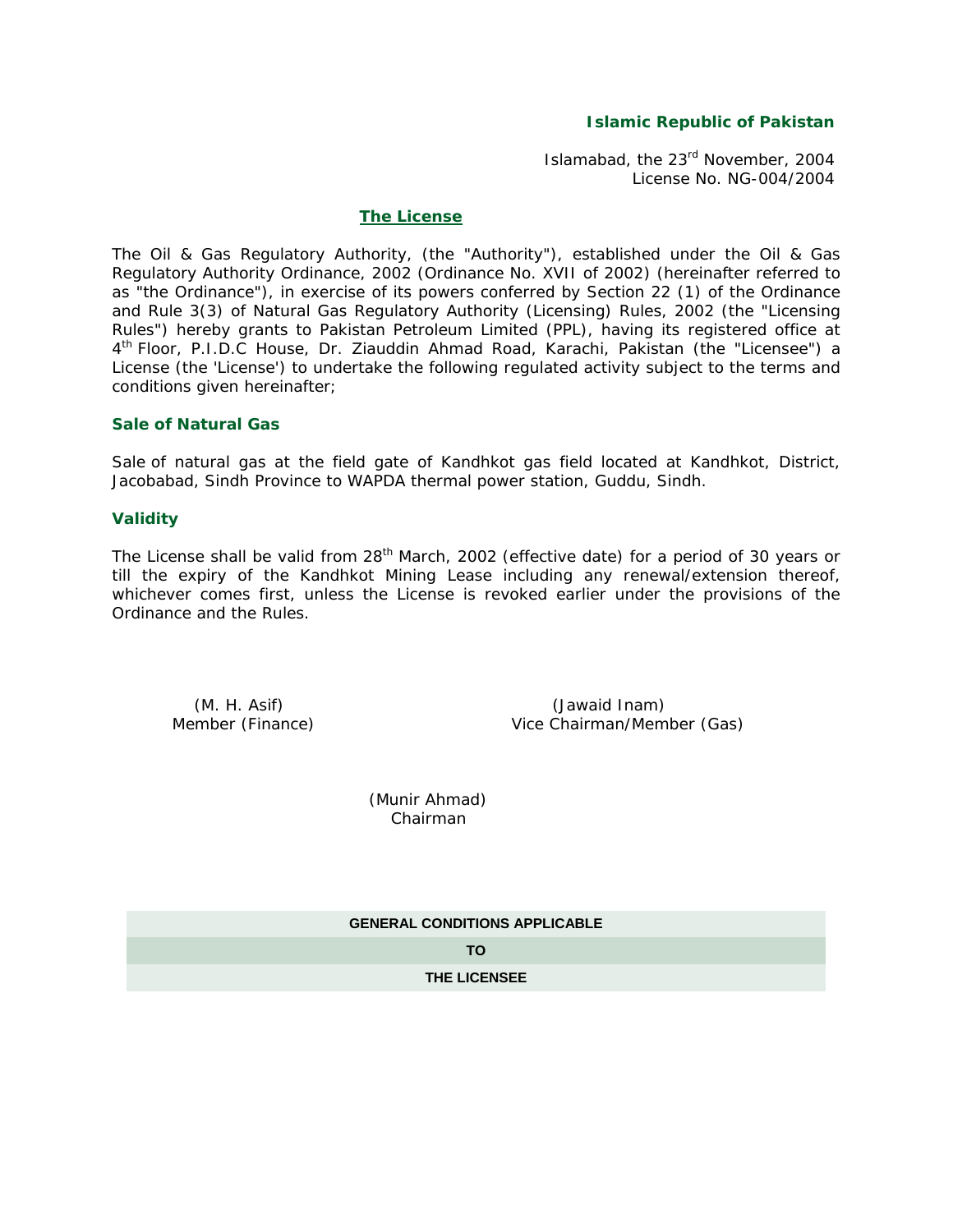**Islamic Republic of Pakistan**

Islamabad, the 23rd November, 2004
License No. NG-004/2004

## The License

The Oil & Gas Regulatory Authority, (the "Authority"), established under the Oil & Gas Regulatory Authority Ordinance, 2002 (Ordinance No. XVII of 2002) (hereinafter referred to as "the Ordinance"), in exercise of its powers conferred by Section 22 (1) of the Ordinance and Rule 3(3) of Natural Gas Regulatory Authority (Licensing) Rules, 2002 (the "Licensing Rules") hereby grants to Pakistan Petroleum Limited (PPL), having its registered office at 4th Floor, P.I.D.C House, Dr. Ziauddin Ahmad Road, Karachi, Pakistan (the "Licensee") a License (the 'License') to undertake the following regulated activity subject to the terms and conditions given hereinafter;

### Sale of Natural Gas

Sale of natural gas at the field gate of Kandhkot gas field located at Kandhkot, District, Jacobabad, Sindh Province to WAPDA thermal power station, Guddu, Sindh.

### Validity

The License shall be valid from 28th March, 2002 (effective date) for a period of 30 years or till the expiry of the Kandhkot Mining Lease including any renewal/extension thereof, whichever comes first, unless the License is revoked earlier under the provisions of the Ordinance and the Rules.

(M. H. Asif)
Member (Finance)

(Jawaid Inam)
Vice Chairman/Member (Gas)

(Munir Ahmad)
Chairman

## GENERAL CONDITIONS APPLICABLE TO THE LICENSEE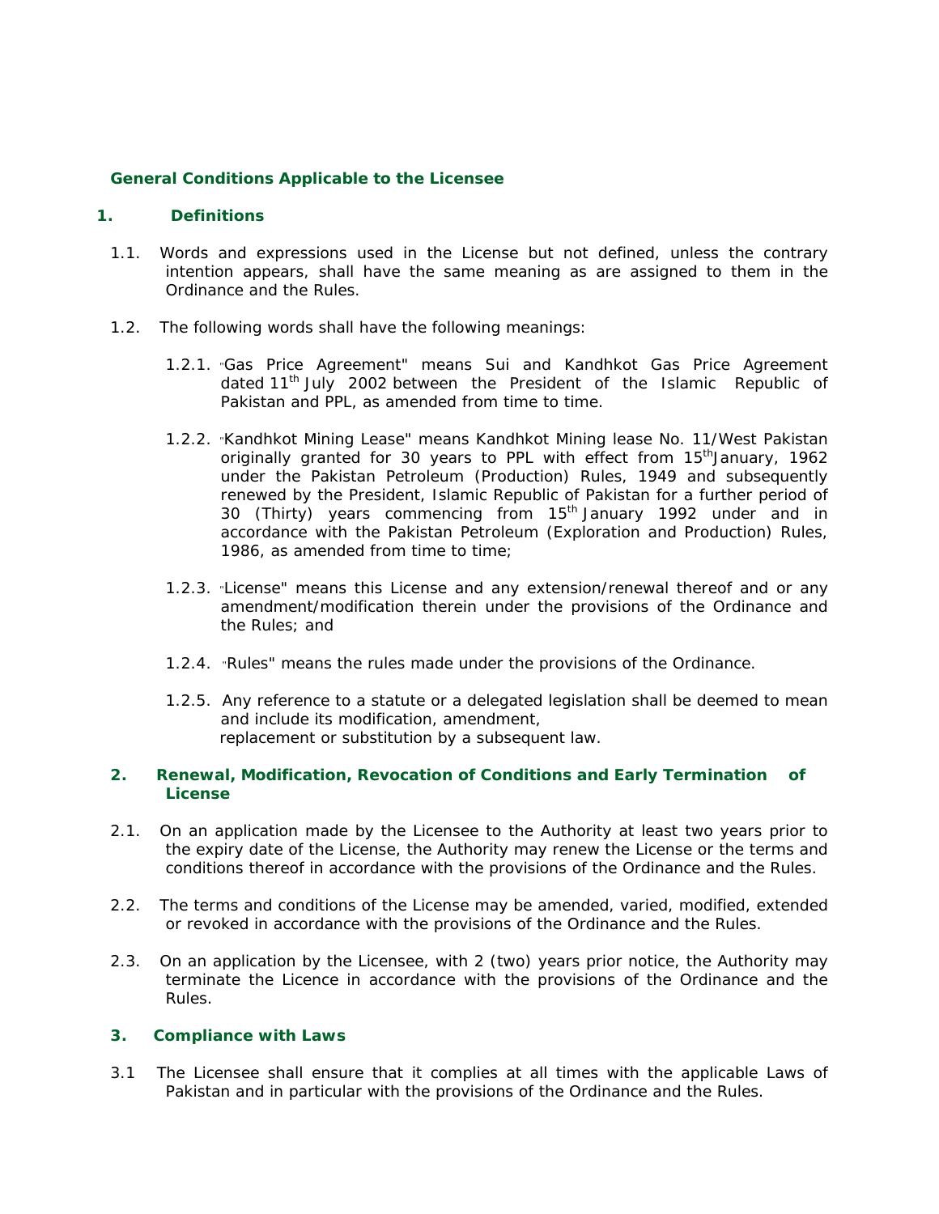**General Conditions Applicable to the Licensee**

## 1. Definitions

1.1. Words and expressions used in the License but not defined, unless the contrary intention appears, shall have the same meaning as are assigned to them in the Ordinance and the Rules.

1.2. The following words shall have the following meanings:

1.2.1. "Gas Price Agreement" means Sui and Kandhkot Gas Price Agreement dated 11th July 2002 between the President of the Islamic Republic of Pakistan and PPL, as amended from time to time.

1.2.2. "Kandhkot Mining Lease" means Kandhkot Mining lease No. 11/West Pakistan originally granted for 30 years to PPL with effect from 15thJanuary, 1962 under the Pakistan Petroleum (Production) Rules, 1949 and subsequently renewed by the President, Islamic Republic of Pakistan for a further period of 30 (Thirty) years commencing from 15th January 1992 under and in accordance with the Pakistan Petroleum (Exploration and Production) Rules, 1986, as amended from time to time;

1.2.3. "License" means this License and any extension/renewal thereof and or any amendment/modification therein under the provisions of the Ordinance and the Rules; and

1.2.4. "Rules" means the rules made under the provisions of the Ordinance.

1.2.5. Any reference to a statute or a delegated legislation shall be deemed to mean and include its modification, amendment, replacement or substitution by a subsequent law.

## 2. Renewal, Modification, Revocation of Conditions and Early Termination of License

2.1. On an application made by the Licensee to the Authority at least two years prior to the expiry date of the License, the Authority may renew the License or the terms and conditions thereof in accordance with the provisions of the Ordinance and the Rules.

2.2. The terms and conditions of the License may be amended, varied, modified, extended or revoked in accordance with the provisions of the Ordinance and the Rules.

2.3. On an application by the Licensee, with 2 (two) years prior notice, the Authority may terminate the Licence in accordance with the provisions of the Ordinance and the Rules.

## 3. Compliance with Laws

3.1 The Licensee shall ensure that it complies at all times with the applicable Laws of Pakistan and in particular with the provisions of the Ordinance and the Rules.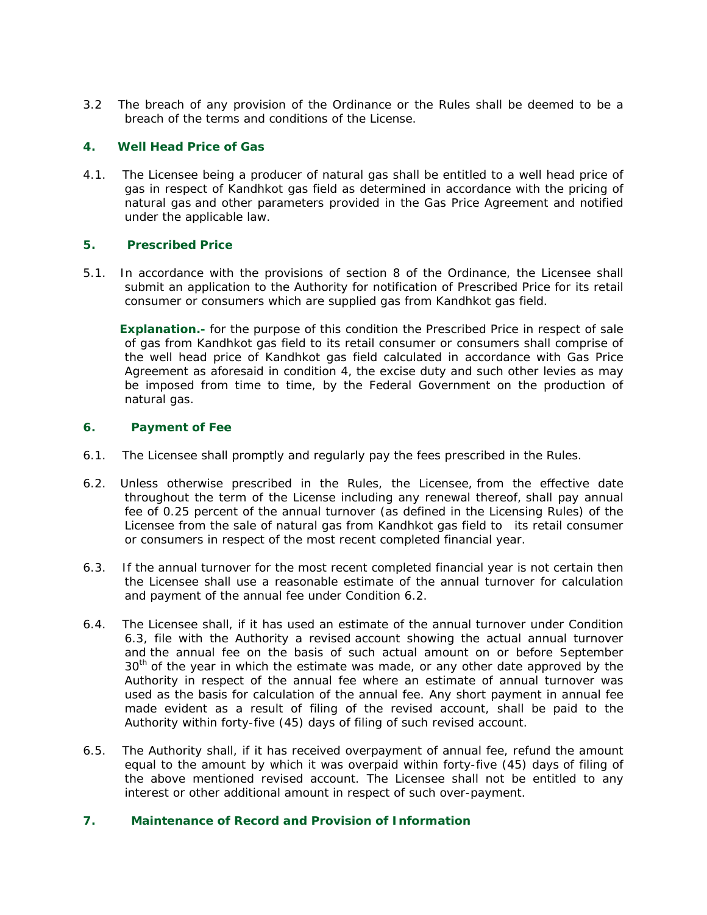3.2 The breach of any provision of the Ordinance or the Rules shall be deemed to be a breach of the terms and conditions of the License.

## 4. Well Head Price of Gas

4.1. The Licensee being a producer of natural gas shall be entitled to a well head price of gas in respect of Kandhkot gas field as determined in accordance with the pricing of natural gas and other parameters provided in the Gas Price Agreement and notified under the applicable law.

## 5. Prescribed Price

5.1. In accordance with the provisions of section 8 of the Ordinance, the Licensee shall submit an application to the Authority for notification of Prescribed Price for its retail consumer or consumers which are supplied gas from Kandhkot gas field.

**Explanation.-** for the purpose of this condition the Prescribed Price in respect of sale of gas from Kandhkot gas field to its retail consumer or consumers shall comprise of the well head price of Kandhkot gas field calculated in accordance with Gas Price Agreement as aforesaid in condition 4, the excise duty and such other levies as may be imposed from time to time, by the Federal Government on the production of natural gas.

## 6. Payment of Fee

6.1. The Licensee shall promptly and regularly pay the fees prescribed in the Rules.

6.2. Unless otherwise prescribed in the Rules, the Licensee, from the effective date throughout the term of the License including any renewal thereof, shall pay annual fee of 0.25 percent of the annual turnover (as defined in the Licensing Rules) of the Licensee from the sale of natural gas from Kandhkot gas field to its retail consumer or consumers in respect of the most recent completed financial year.

6.3. If the annual turnover for the most recent completed financial year is not certain then the Licensee shall use a reasonable estimate of the annual turnover for calculation and payment of the annual fee under Condition 6.2.

6.4. The Licensee shall, if it has used an estimate of the annual turnover under Condition 6.3, file with the Authority a revised account showing the actual annual turnover and the annual fee on the basis of such actual amount on or before September 30th of the year in which the estimate was made, or any other date approved by the Authority in respect of the annual fee where an estimate of annual turnover was used as the basis for calculation of the annual fee. Any short payment in annual fee made evident as a result of filing of the revised account, shall be paid to the Authority within forty-five (45) days of filing of such revised account.

6.5. The Authority shall, if it has received overpayment of annual fee, refund the amount equal to the amount by which it was overpaid within forty-five (45) days of filing of the above mentioned revised account. The Licensee shall not be entitled to any interest or other additional amount in respect of such over-payment.

## 7. Maintenance of Record and Provision of Information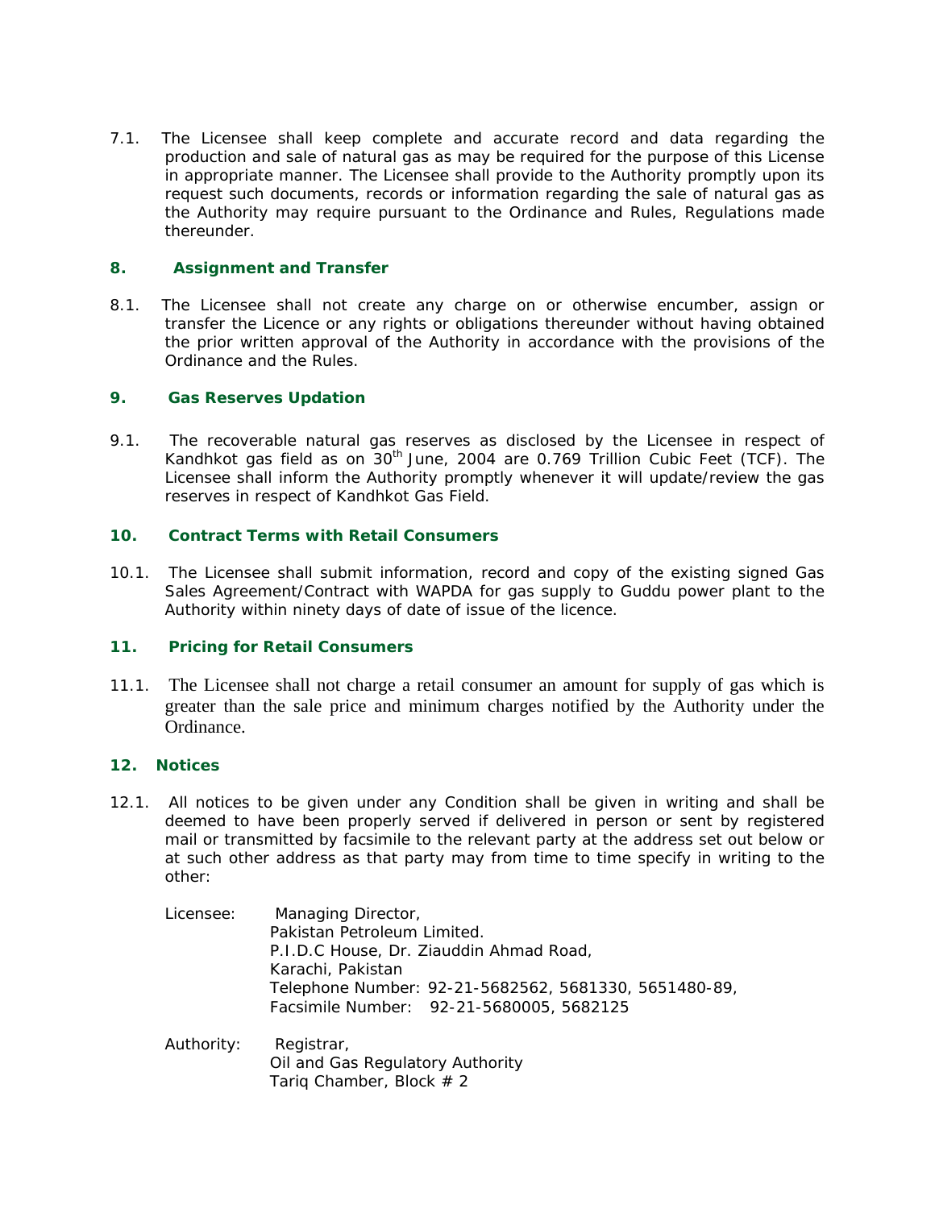7.1. The Licensee shall keep complete and accurate record and data regarding the production and sale of natural gas as may be required for the purpose of this License in appropriate manner. The Licensee shall provide to the Authority promptly upon its request such documents, records or information regarding the sale of natural gas as the Authority may require pursuant to the Ordinance and Rules, Regulations made thereunder.

## 8. Assignment and Transfer

8.1. The Licensee shall not create any charge on or otherwise encumber, assign or transfer the Licence or any rights or obligations thereunder without having obtained the prior written approval of the Authority in accordance with the provisions of the Ordinance and the Rules.

## 9. Gas Reserves Updation

9.1. The recoverable natural gas reserves as disclosed by the Licensee in respect of Kandhkot gas field as on 30th June, 2004 are 0.769 Trillion Cubic Feet (TCF). The Licensee shall inform the Authority promptly whenever it will update/review the gas reserves in respect of Kandhkot Gas Field.

## 10. Contract Terms with Retail Consumers

10.1. The Licensee shall submit information, record and copy of the existing signed Gas Sales Agreement/Contract with WAPDA for gas supply to Guddu power plant to the Authority within ninety days of date of issue of the licence.

## 11. Pricing for Retail Consumers

11.1. The Licensee shall not charge a retail consumer an amount for supply of gas which is greater than the sale price and minimum charges notified by the Authority under the Ordinance.

## 12. Notices

12.1. All notices to be given under any Condition shall be given in writing and shall be deemed to have been properly served if delivered in person or sent by registered mail or transmitted by facsimile to the relevant party at the address set out below or at such other address as that party may from time to time specify in writing to the other:

Licensee: Managing Director,
Pakistan Petroleum Limited.
P.I.D.C House, Dr. Ziauddin Ahmad Road,
Karachi, Pakistan
Telephone Number: 92-21-5682562, 5681330, 5651480-89,
Facsimile Number: 92-21-5680005, 5682125

Authority: Registrar,
Oil and Gas Regulatory Authority
Tariq Chamber, Block # 2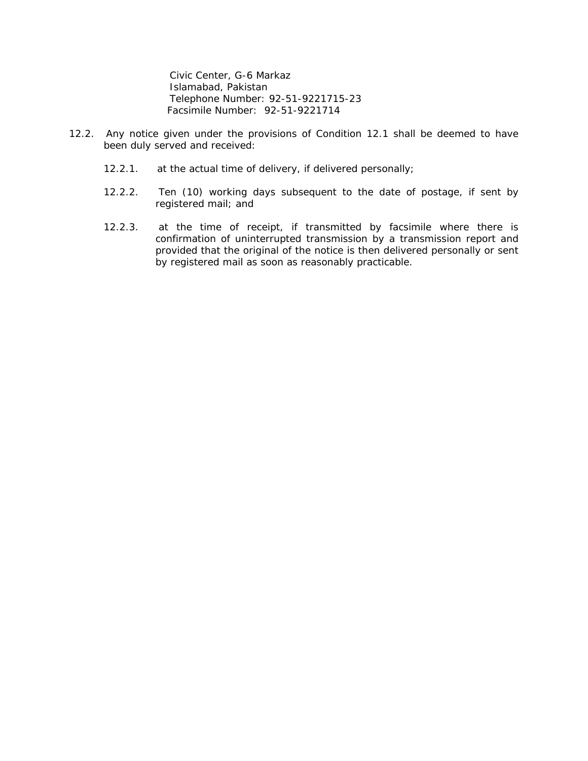Civic Center, G-6 Markaz
Islamabad, Pakistan
Telephone Number: 92-51-9221715-23
Facsimile Number: 92-51-9221714

12.2. Any notice given under the provisions of Condition 12.1 shall be deemed to have been duly served and received:

12.2.1. at the actual time of delivery, if delivered personally;

12.2.2. Ten (10) working days subsequent to the date of postage, if sent by registered mail; and

12.2.3. at the time of receipt, if transmitted by facsimile where there is confirmation of uninterrupted transmission by a transmission report and provided that the original of the notice is then delivered personally or sent by registered mail as soon as reasonably practicable.